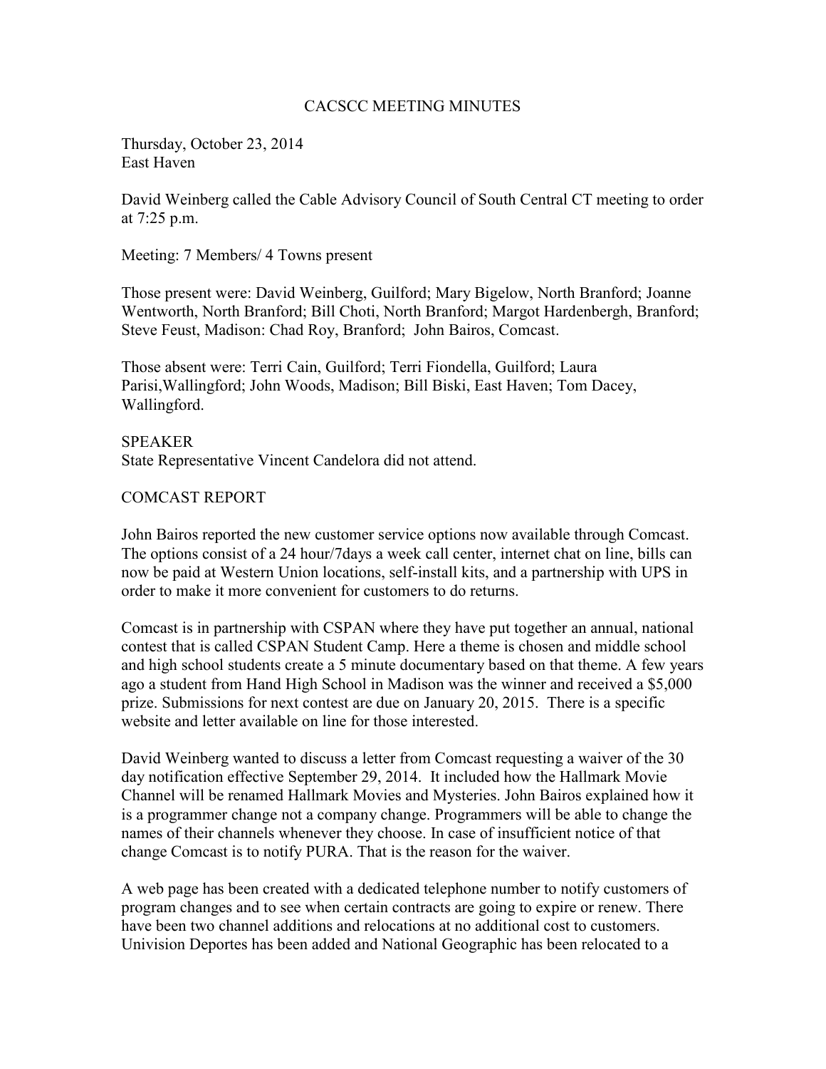# CACSCC MEETING MINUTES

Thursday, October 23, 2014
East Haven

David Weinberg called the Cable Advisory Council of South Central CT meeting to order at 7:25 p.m.

Meeting: 7 Members/ 4 Towns present

Those present were: David Weinberg, Guilford; Mary Bigelow, North Branford; Joanne Wentworth, North Branford; Bill Choti, North Branford; Margot Hardenbergh, Branford; Steve Feust, Madison: Chad Roy, Branford; John Bairos, Comcast.

Those absent were: Terri Cain, Guilford; Terri Fiondella, Guilford; Laura Parisi,Wallingford; John Woods, Madison; Bill Biski, East Haven; Tom Dacey, Wallingford.

SPEAKER
State Representative Vincent Candelora did not attend.

COMCAST REPORT

John Bairos reported the new customer service options now available through Comcast. The options consist of a 24 hour/7days a week call center, internet chat on line, bills can now be paid at Western Union locations, self-install kits, and a partnership with UPS in order to make it more convenient for customers to do returns.

Comcast is in partnership with CSPAN where they have put together an annual, national contest that is called CSPAN Student Camp. Here a theme is chosen and middle school and high school students create a 5 minute documentary based on that theme. A few years ago a student from Hand High School in Madison was the winner and received a $5,000 prize. Submissions for next contest are due on January 20, 2015. There is a specific website and letter available on line for those interested.

David Weinberg wanted to discuss a letter from Comcast requesting a waiver of the 30 day notification effective September 29, 2014. It included how the Hallmark Movie Channel will be renamed Hallmark Movies and Mysteries. John Bairos explained how it is a programmer change not a company change. Programmers will be able to change the names of their channels whenever they choose. In case of insufficient notice of that change Comcast is to notify PURA. That is the reason for the waiver.

A web page has been created with a dedicated telephone number to notify customers of program changes and to see when certain contracts are going to expire or renew. There have been two channel additions and relocations at no additional cost to customers. Univision Deportes has been added and National Geographic has been relocated to a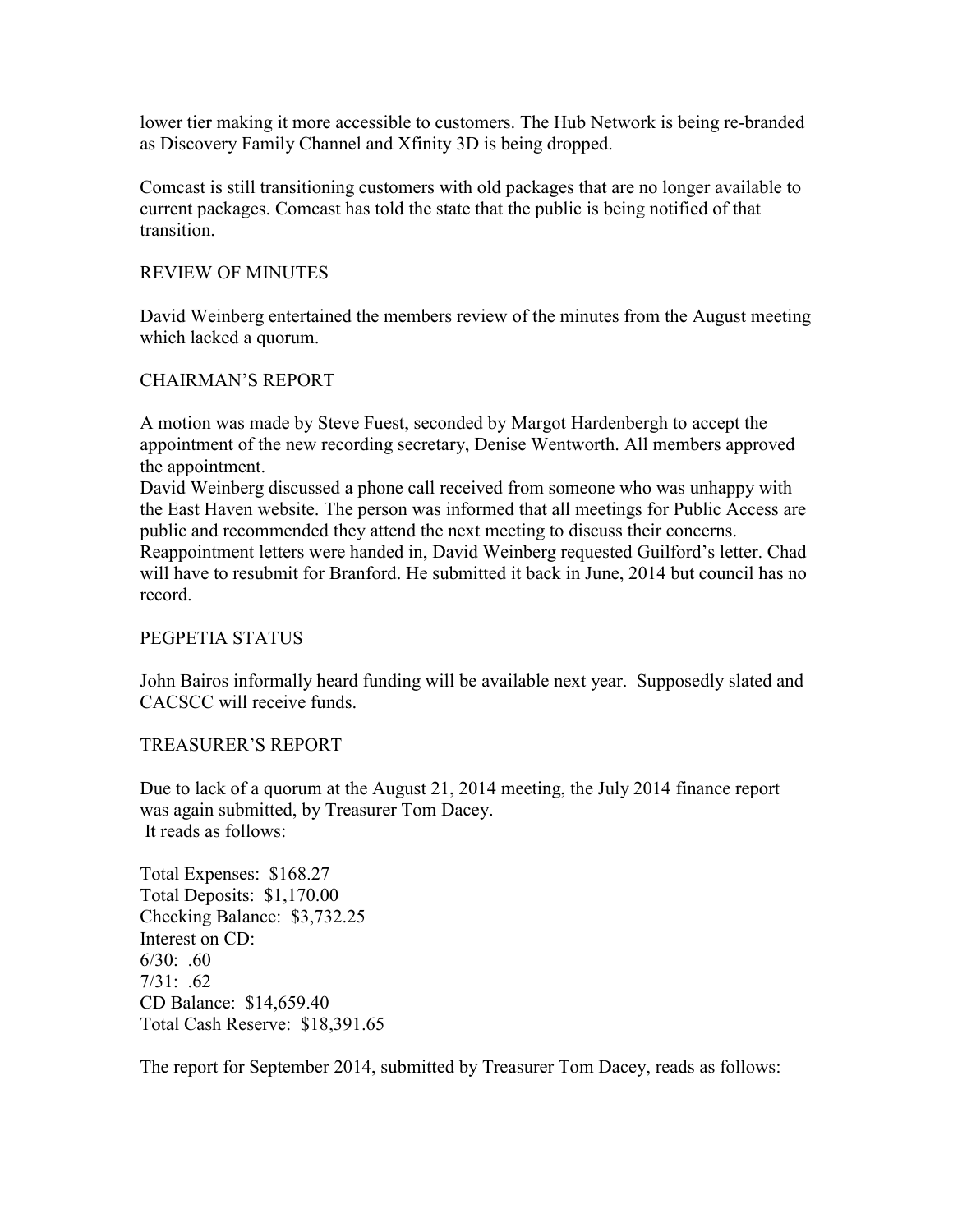lower tier making it more accessible to customers. The Hub Network is being re-branded as Discovery Family Channel and Xfinity 3D is being dropped.

Comcast is still transitioning customers with old packages that are no longer available to current packages. Comcast has told the state that the public is being notified of that transition.

## REVIEW OF MINUTES

David Weinberg entertained the members review of the minutes from the August meeting which lacked a quorum.

## CHAIRMAN'S REPORT

A motion was made by Steve Fuest, seconded by Margot Hardenbergh to accept the appointment of the new recording secretary, Denise Wentworth. All members approved the appointment.

David Weinberg discussed a phone call received from someone who was unhappy with the East Haven website. The person was informed that all meetings for Public Access are public and recommended they attend the next meeting to discuss their concerns.

Reappointment letters were handed in, David Weinberg requested Guilford's letter. Chad will have to resubmit for Branford. He submitted it back in June, 2014 but council has no record.

## PEGPETIA STATUS

John Bairos informally heard funding will be available next year. Supposedly slated and CACSCC will receive funds.

## TREASURER'S REPORT

Due to lack of a quorum at the August 21, 2014 meeting, the July 2014 finance report was again submitted, by Treasurer Tom Dacey.

It reads as follows:

Total Expenses: $168.27
Total Deposits: $1,170.00
Checking Balance: $3,732.25
Interest on CD:
6/30: .60
7/31: .62
CD Balance: $14,659.40
Total Cash Reserve: $18,391.65

The report for September 2014, submitted by Treasurer Tom Dacey, reads as follows: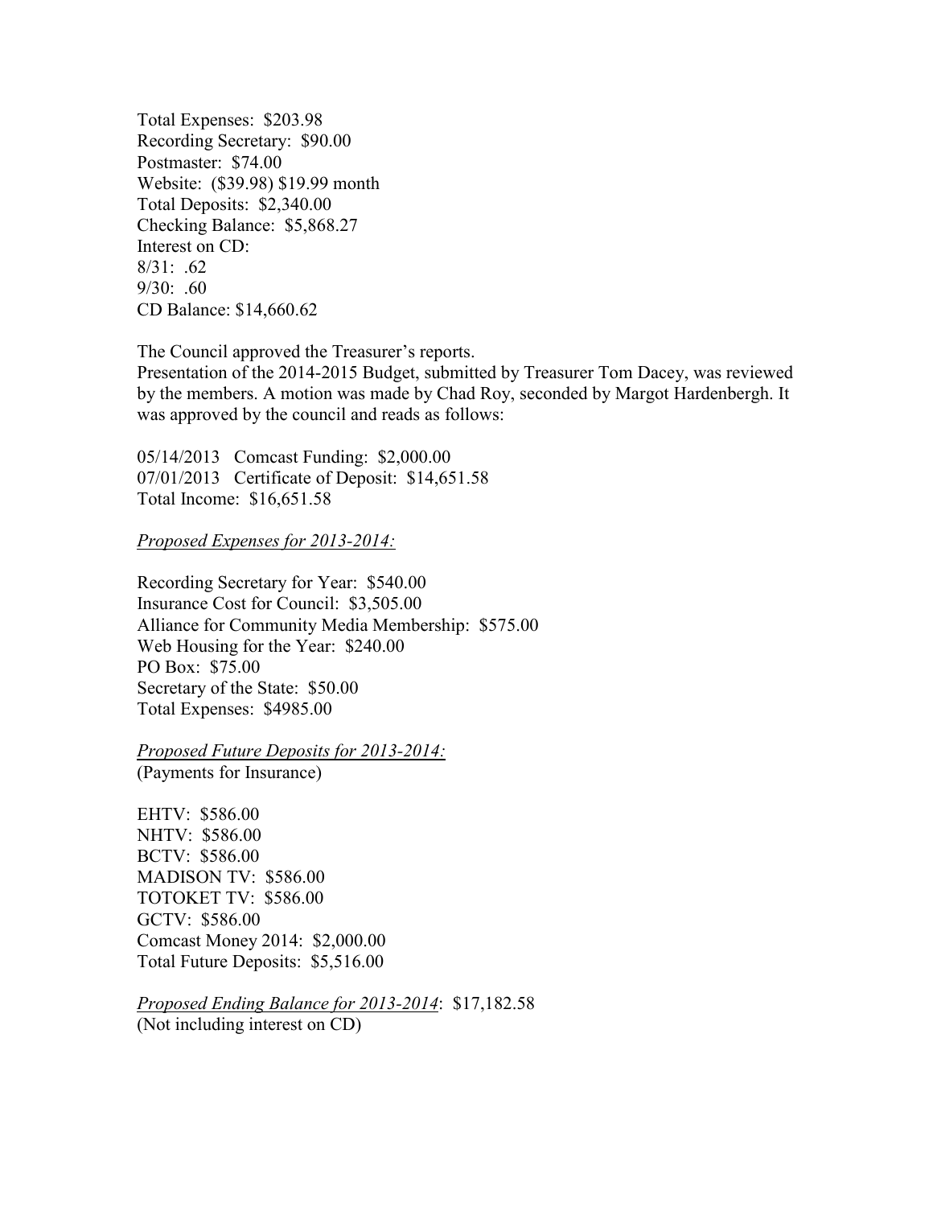Total Expenses: $203.98
Recording Secretary: $90.00
Postmaster: $74.00
Website: ($39.98) $19.99 month
Total Deposits: $2,340.00
Checking Balance: $5,868.27
Interest on CD:
8/31: .62
9/30: .60
CD Balance: $14,660.62

The Council approved the Treasurer's reports.
Presentation of the 2014-2015 Budget, submitted by Treasurer Tom Dacey, was reviewed by the members. A motion was made by Chad Roy, seconded by Margot Hardenbergh. It was approved by the council and reads as follows:

05/14/2013 Comcast Funding: $2,000.00
07/01/2013 Certificate of Deposit: $14,651.58
Total Income: $16,651.58

*Proposed Expenses for 2013-2014:*

Recording Secretary for Year: $540.00
Insurance Cost for Council: $3,505.00
Alliance for Community Media Membership: $575.00
Web Housing for the Year: $240.00
PO Box: $75.00
Secretary of the State: $50.00
Total Expenses: $4985.00

*Proposed Future Deposits for 2013-2014:*
(Payments for Insurance)

EHTV: $586.00
NHTV: $586.00
BCTV: $586.00
MADISON TV: $586.00
TOTOKET TV: $586.00
GCTV: $586.00
Comcast Money 2014: $2,000.00
Total Future Deposits: $5,516.00

*Proposed Ending Balance for 2013-2014*: $17,182.58
(Not including interest on CD)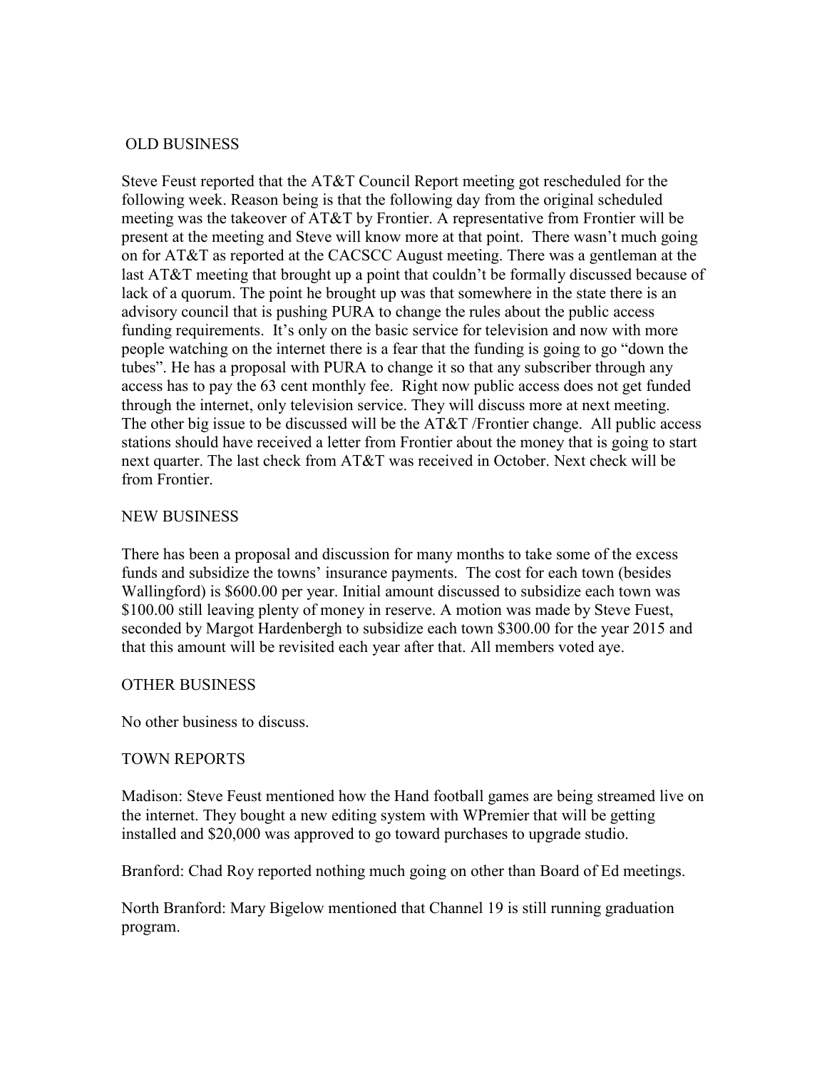## OLD BUSINESS

Steve Feust reported that the AT&T Council Report meeting got rescheduled for the following week. Reason being is that the following day from the original scheduled meeting was the takeover of AT&T by Frontier. A representative from Frontier will be present at the meeting and Steve will know more at that point. There wasn't much going on for AT&T as reported at the CACSCC August meeting. There was a gentleman at the last AT&T meeting that brought up a point that couldn't be formally discussed because of lack of a quorum. The point he brought up was that somewhere in the state there is an advisory council that is pushing PURA to change the rules about the public access funding requirements. It's only on the basic service for television and now with more people watching on the internet there is a fear that the funding is going to go "down the tubes". He has a proposal with PURA to change it so that any subscriber through any access has to pay the 63 cent monthly fee. Right now public access does not get funded through the internet, only television service. They will discuss more at next meeting. The other big issue to be discussed will be the AT&T /Frontier change. All public access stations should have received a letter from Frontier about the money that is going to start next quarter. The last check from AT&T was received in October. Next check will be from Frontier.

## NEW BUSINESS

There has been a proposal and discussion for many months to take some of the excess funds and subsidize the towns' insurance payments. The cost for each town (besides Wallingford) is $600.00 per year. Initial amount discussed to subsidize each town was $100.00 still leaving plenty of money in reserve. A motion was made by Steve Fuest, seconded by Margot Hardenbergh to subsidize each town $300.00 for the year 2015 and that this amount will be revisited each year after that. All members voted aye.

## OTHER BUSINESS

No other business to discuss.

## TOWN REPORTS

Madison: Steve Feust mentioned how the Hand football games are being streamed live on the internet. They bought a new editing system with WPremier that will be getting installed and $20,000 was approved to go toward purchases to upgrade studio.

Branford: Chad Roy reported nothing much going on other than Board of Ed meetings.

North Branford: Mary Bigelow mentioned that Channel 19 is still running graduation program.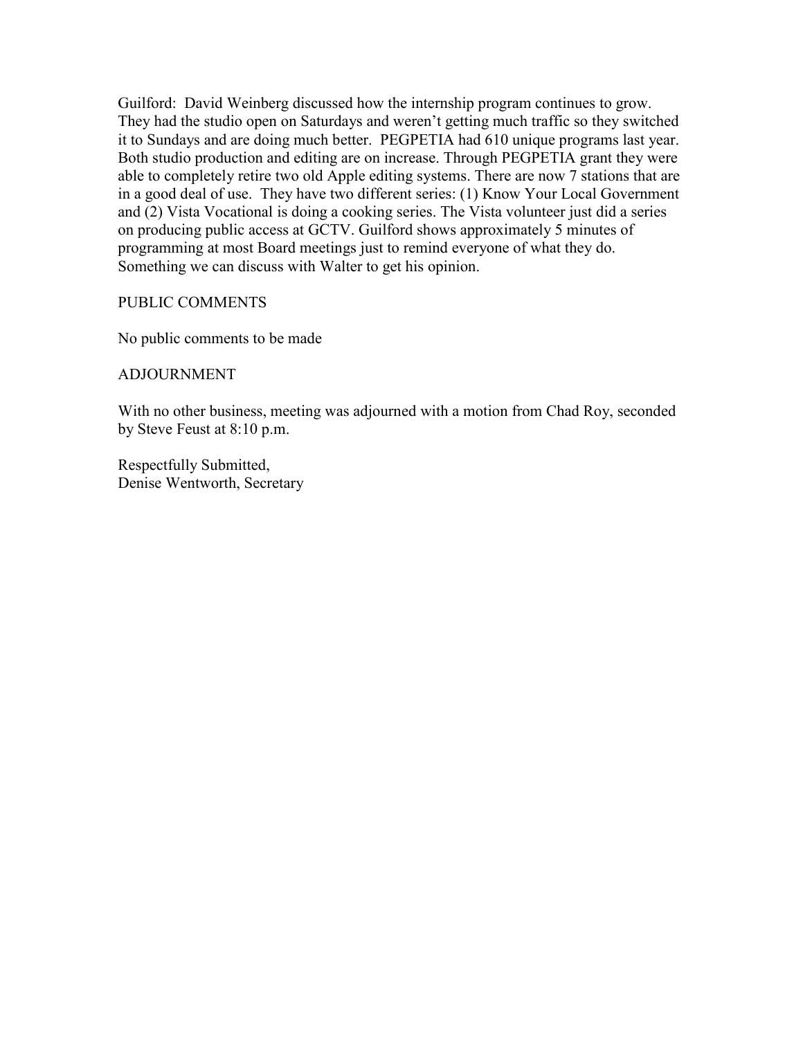Guilford: David Weinberg discussed how the internship program continues to grow. They had the studio open on Saturdays and weren't getting much traffic so they switched it to Sundays and are doing much better. PEGPETIA had 610 unique programs last year. Both studio production and editing are on increase. Through PEGPETIA grant they were able to completely retire two old Apple editing systems. There are now 7 stations that are in a good deal of use. They have two different series: (1) Know Your Local Government and (2) Vista Vocational is doing a cooking series. The Vista volunteer just did a series on producing public access at GCTV. Guilford shows approximately 5 minutes of programming at most Board meetings just to remind everyone of what they do. Something we can discuss with Walter to get his opinion.

PUBLIC COMMENTS

No public comments to be made

ADJOURNMENT

With no other business, meeting was adjourned with a motion from Chad Roy, seconded by Steve Feust at 8:10 p.m.

Respectfully Submitted,
Denise Wentworth, Secretary